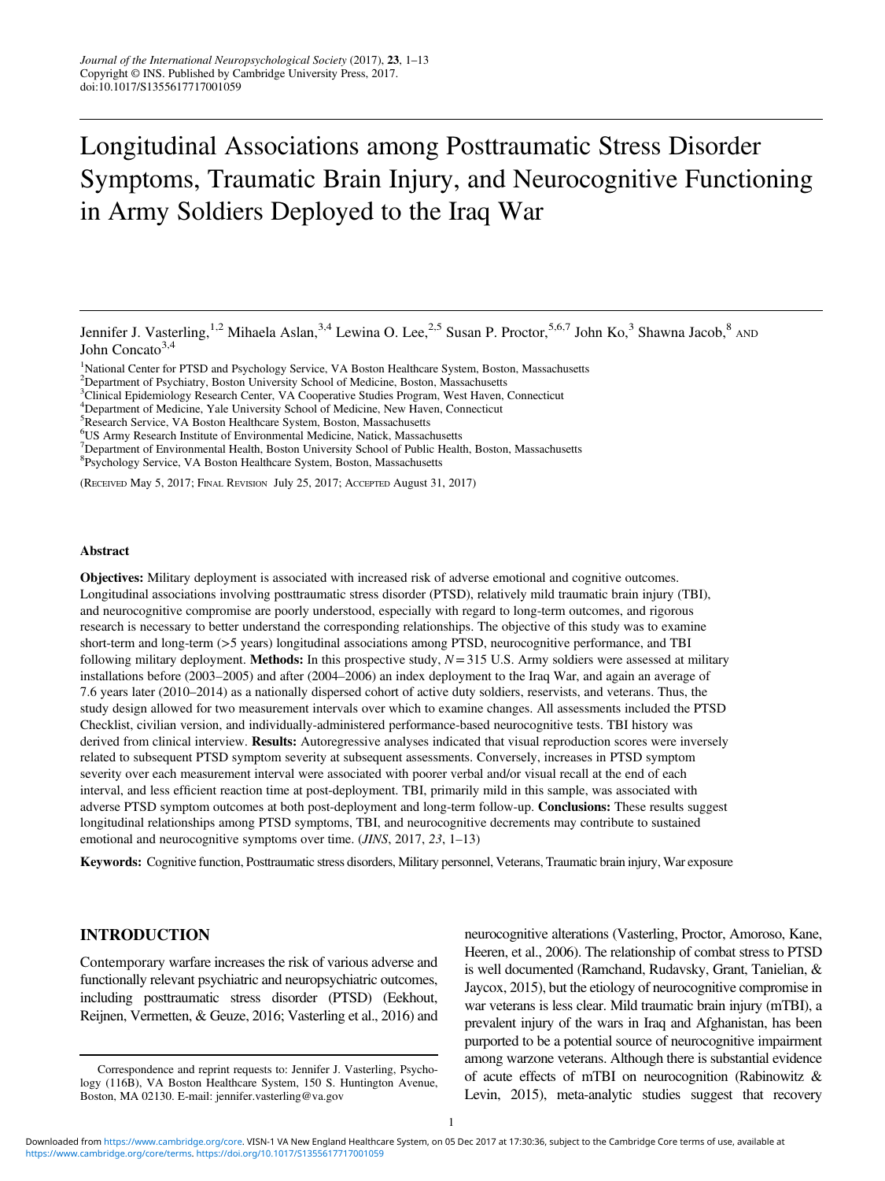# Longitudinal Associations among Posttraumatic Stress Disorder Symptoms, Traumatic Brain Injury, and Neurocognitive Functioning in Army Soldiers Deployed to the Iraq War

Jennifer J. Vasterling,[1,2] Mihaela Aslan,[3,4] Lewina O. Lee,[2,5] Susan P. Proctor,[5,6,7] John Ko,[3] Shawna Jacob,[8] AND John Concato[3,4]

[1]National Center for PTSD and Psychology Service, VA Boston Healthcare System, Boston, Massachusetts
[2]Department of Psychiatry, Boston University School of Medicine, Boston, Massachusetts
[3]Clinical Epidemiology Research Center, VA Cooperative Studies Program, West Haven, Connecticut
[4]Department of Medicine, Yale University School of Medicine, New Haven, Connecticut
[5]Research Service, VA Boston Healthcare System, Boston, Massachusetts
[6]US Army Research Institute of Environmental Medicine, Natick, Massachusetts
[7]Department of Environmental Health, Boston University School of Public Health, Boston, Massachusetts
[8]Psychology Service, VA Boston Healthcare System, Boston, Massachusetts

(Received May 5, 2017; Final Revision July 25, 2017; Accepted August 31, 2017)

## Abstract

**Objectives:** Military deployment is associated with increased risk of adverse emotional and cognitive outcomes. Longitudinal associations involving posttraumatic stress disorder (PTSD), relatively mild traumatic brain injury (TBI), and neurocognitive compromise are poorly understood, especially with regard to long-term outcomes, and rigorous research is necessary to better understand the corresponding relationships. The objective of this study was to examine short-term and long-term (>5 years) longitudinal associations among PTSD, neurocognitive performance, and TBI following military deployment. **Methods:** In this prospective study, $N = 315$ U.S. Army soldiers were assessed at military installations before (2003–2005) and after (2004–2006) an index deployment to the Iraq War, and again an average of 7.6 years later (2010–2014) as a nationally dispersed cohort of active duty soldiers, reservists, and veterans. Thus, the study design allowed for two measurement intervals over which to examine changes. All assessments included the PTSD Checklist, civilian version, and individually-administered performance-based neurocognitive tests. TBI history was derived from clinical interview. **Results:** Autoregressive analyses indicated that visual reproduction scores were inversely related to subsequent PTSD symptom severity at subsequent assessments. Conversely, increases in PTSD symptom severity over each measurement interval were associated with poorer verbal and/or visual recall at the end of each interval, and less efficient reaction time at post-deployment. TBI, primarily mild in this sample, was associated with adverse PTSD symptom outcomes at both post-deployment and long-term follow-up. **Conclusions:** These results suggest longitudinal relationships among PTSD symptoms, TBI, and neurocognitive decrements may contribute to sustained emotional and neurocognitive symptoms over time. (*JINS*, 2017, *23*, 1–13)

**Keywords:** Cognitive function, Posttraumatic stress disorders, Military personnel, Veterans, Traumatic brain injury, War exposure

## INTRODUCTION

Contemporary warfare increases the risk of various adverse and functionally relevant psychiatric and neuropsychiatric outcomes, including posttraumatic stress disorder (PTSD) (Eekhout, Reijnen, Vermetten, & Geuze, 2016; Vasterling et al., 2016) and neurocognitive alterations (Vasterling, Proctor, Amoroso, Kane, Heeren, et al., 2006). The relationship of combat stress to PTSD is well documented (Ramchand, Rudavsky, Grant, Tanielian, & Jaycox, 2015), but the etiology of neurocognitive compromise in war veterans is less clear. Mild traumatic brain injury (mTBI), a prevalent injury of the wars in Iraq and Afghanistan, has been purported to be a potential source of neurocognitive impairment among warzone veterans. Although there is substantial evidence of acute effects of mTBI on neurocognition (Rabinowitz & Levin, 2015), meta-analytic studies suggest that recovery

Correspondence and reprint requests to: Jennifer J. Vasterling, Psychology (116B), VA Boston Healthcare System, 150 S. Huntington Avenue, Boston, MA 02130. E-mail: jennifer.vasterling@va.gov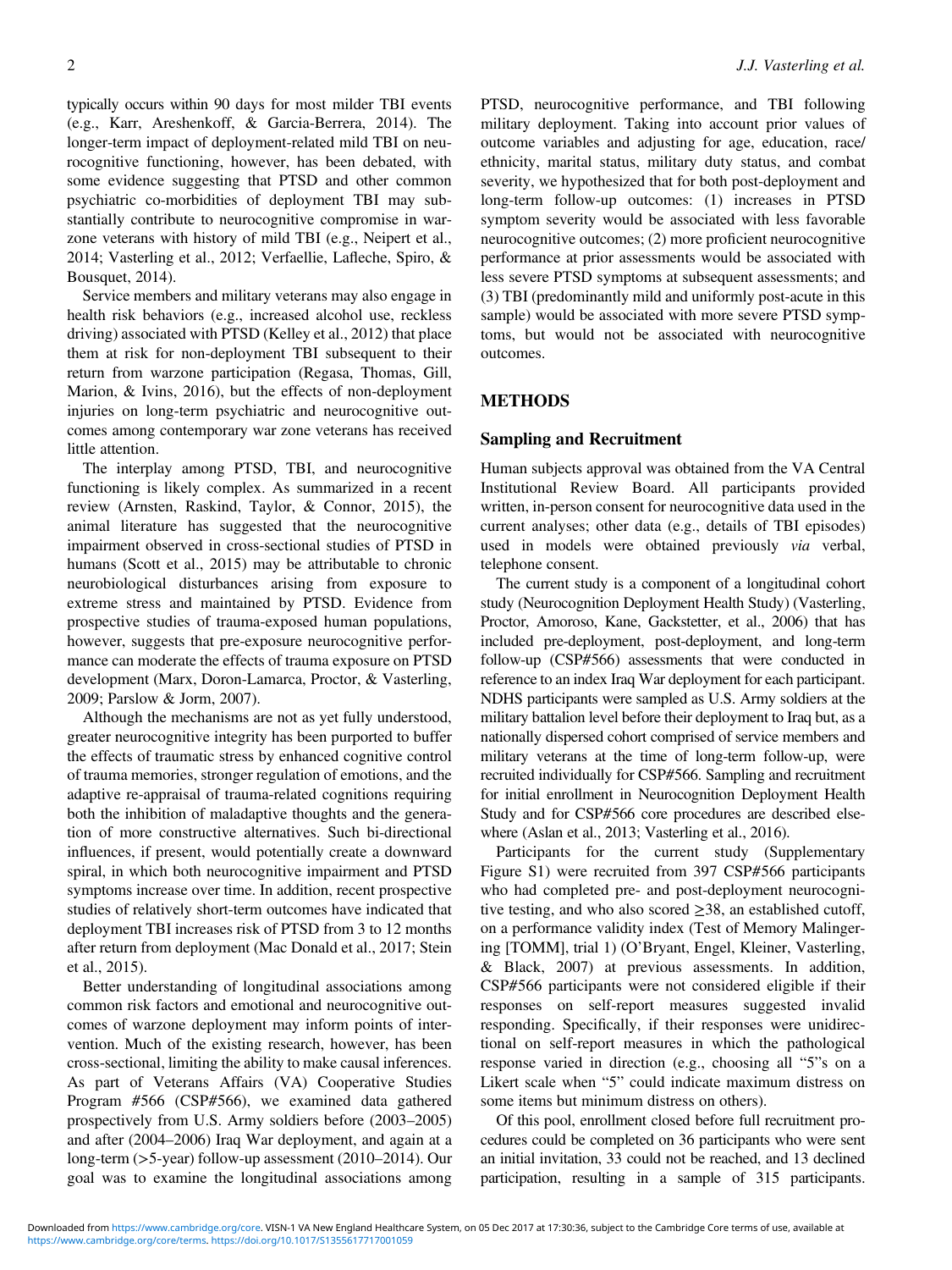typically occurs within 90 days for most milder TBI events (e.g., Karr, Areshenkoff, & Garcia-Berrera, 2014). The longer-term impact of deployment-related mild TBI on neurocognitive functioning, however, has been debated, with some evidence suggesting that PTSD and other common psychiatric co-morbidities of deployment TBI may substantially contribute to neurocognitive compromise in warzone veterans with history of mild TBI (e.g., Neipert et al., 2014; Vasterling et al., 2012; Verfaellie, Lafleche, Spiro, & Bousquet, 2014).

Service members and military veterans may also engage in health risk behaviors (e.g., increased alcohol use, reckless driving) associated with PTSD (Kelley et al., 2012) that place them at risk for non-deployment TBI subsequent to their return from warzone participation (Regasa, Thomas, Gill, Marion, & Ivins, 2016), but the effects of non-deployment injuries on long-term psychiatric and neurocognitive outcomes among contemporary war zone veterans has received little attention.

The interplay among PTSD, TBI, and neurocognitive functioning is likely complex. As summarized in a recent review (Arnsten, Raskind, Taylor, & Connor, 2015), the animal literature has suggested that the neurocognitive impairment observed in cross-sectional studies of PTSD in humans (Scott et al., 2015) may be attributable to chronic neurobiological disturbances arising from exposure to extreme stress and maintained by PTSD. Evidence from prospective studies of trauma-exposed human populations, however, suggests that pre-exposure neurocognitive performance can moderate the effects of trauma exposure on PTSD development (Marx, Doron-Lamarca, Proctor, & Vasterling, 2009; Parslow & Jorm, 2007).

Although the mechanisms are not as yet fully understood, greater neurocognitive integrity has been purported to buffer the effects of traumatic stress by enhanced cognitive control of trauma memories, stronger regulation of emotions, and the adaptive re-appraisal of trauma-related cognitions requiring both the inhibition of maladaptive thoughts and the generation of more constructive alternatives. Such bi-directional influences, if present, would potentially create a downward spiral, in which both neurocognitive impairment and PTSD symptoms increase over time. In addition, recent prospective studies of relatively short-term outcomes have indicated that deployment TBI increases risk of PTSD from 3 to 12 months after return from deployment (Mac Donald et al., 2017; Stein et al., 2015).

Better understanding of longitudinal associations among common risk factors and emotional and neurocognitive outcomes of warzone deployment may inform points of intervention. Much of the existing research, however, has been cross-sectional, limiting the ability to make causal inferences. As part of Veterans Affairs (VA) Cooperative Studies Program #566 (CSP#566), we examined data gathered prospectively from U.S. Army soldiers before (2003–2005) and after (2004–2006) Iraq War deployment, and again at a long-term (>5-year) follow-up assessment (2010–2014). Our goal was to examine the longitudinal associations among PTSD, neurocognitive performance, and TBI following military deployment. Taking into account prior values of outcome variables and adjusting for age, education, race/ethnicity, marital status, military duty status, and combat severity, we hypothesized that for both post-deployment and long-term follow-up outcomes: (1) increases in PTSD symptom severity would be associated with less favorable neurocognitive outcomes; (2) more proficient neurocognitive performance at prior assessments would be associated with less severe PTSD symptoms at subsequent assessments; and (3) TBI (predominantly mild and uniformly post-acute in this sample) would be associated with more severe PTSD symptoms, but would not be associated with neurocognitive outcomes.

## METHODS

### Sampling and Recruitment

Human subjects approval was obtained from the VA Central Institutional Review Board. All participants provided written, in-person consent for neurocognitive data used in the current analyses; other data (e.g., details of TBI episodes) used in models were obtained previously *via* verbal, telephone consent.

The current study is a component of a longitudinal cohort study (Neurocognition Deployment Health Study) (Vasterling, Proctor, Amoroso, Kane, Gackstetter, et al., 2006) that has included pre-deployment, post-deployment, and long-term follow-up (CSP#566) assessments that were conducted in reference to an index Iraq War deployment for each participant. NDHS participants were sampled as U.S. Army soldiers at the military battalion level before their deployment to Iraq but, as a nationally dispersed cohort comprised of service members and military veterans at the time of long-term follow-up, were recruited individually for CSP#566. Sampling and recruitment for initial enrollment in Neurocognition Deployment Health Study and for CSP#566 core procedures are described elsewhere (Aslan et al., 2013; Vasterling et al., 2016).

Participants for the current study (Supplementary Figure S1) were recruited from 397 CSP#566 participants who had completed pre- and post-deployment neurocognitive testing, and who also scored ≥38, an established cutoff, on a performance validity index (Test of Memory Malingering [TOMM], trial 1) (O'Bryant, Engel, Kleiner, Vasterling, & Black, 2007) at previous assessments. In addition, CSP#566 participants were not considered eligible if their responses on self-report measures suggested invalid responding. Specifically, if their responses were unidirectional on self-report measures in which the pathological response varied in direction (e.g., choosing all "5"s on a Likert scale when "5" could indicate maximum distress on some items but minimum distress on others).

Of this pool, enrollment closed before full recruitment procedures could be completed on 36 participants who were sent an initial invitation, 33 could not be reached, and 13 declined participation, resulting in a sample of 315 participants.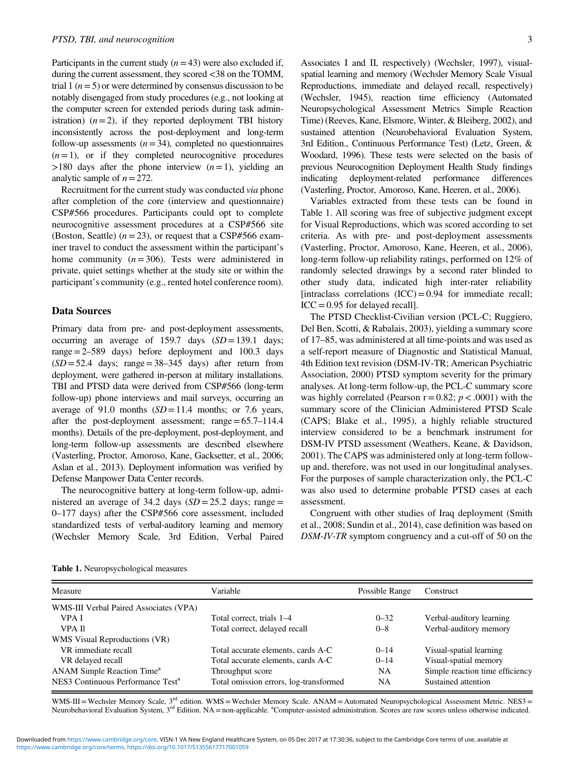Participants in the current study ($n = 43$) were also excluded if, during the current assessment, they scored <38 on the TOMM, trial 1 ($n = 5$) or were determined by consensus discussion to be notably disengaged from study procedures (e.g., not looking at the computer screen for extended periods during task administration) ($n = 2$), if they reported deployment TBI history inconsistently across the post-deployment and long-term follow-up assessments ($n = 34$), completed no questionnaires ($n = 1$), or if they completed neurocognitive procedures >180 days after the phone interview ($n = 1$), yielding an analytic sample of $n = 272$.

Recruitment for the current study was conducted *via* phone after completion of the core (interview and questionnaire) CSP#566 procedures. Participants could opt to complete neurocognitive assessment procedures at a CSP#566 site (Boston, Seattle) ($n = 23$), or request that a CSP#566 examiner travel to conduct the assessment within the participant's home community ($n = 306$). Tests were administered in private, quiet settings whether at the study site or within the participant's community (e.g., rented hotel conference room).

## Data Sources

Primary data from pre- and post-deployment assessments, occurring an average of 159.7 days ($SD = 139.1$ days; range = 2–589 days) before deployment and 100.3 days ($SD = 52.4$ days; range = 38–345 days) after return from deployment, were gathered in-person at military installations. TBI and PTSD data were derived from CSP#566 (long-term follow-up) phone interviews and mail surveys, occurring an average of 91.0 months ($SD = 11.4$ months; or 7.6 years, after the post-deployment assessment; range = 65.7–114.4 months). Details of the pre-deployment, post-deployment, and long-term follow-up assessments are described elsewhere (Vasterling, Proctor, Amoroso, Kane, Gacksetter, et al., 2006; Aslan et al., 2013). Deployment information was verified by Defense Manpower Data Center records.

The neurocognitive battery at long-term follow-up, administered an average of 34.2 days ($SD = 25.2$ days; range = 0–177 days) after the CSP#566 core assessment, included standardized tests of verbal-auditory learning and memory (Wechsler Memory Scale, 3rd Edition, Verbal Paired Associates I and II, respectively) (Wechsler, 1997), visual-spatial learning and memory (Wechsler Memory Scale Visual Reproductions, immediate and delayed recall, respectively) (Wechsler, 1945), reaction time efficiency (Automated Neuropsychological Assessment Metrics Simple Reaction Time) (Reeves, Kane, Elsmore, Winter, & Bleiberg, 2002), and sustained attention (Neurobehavioral Evaluation System, 3rd Edition., Continuous Performance Test) (Letz, Green, & Woodard, 1996). These tests were selected on the basis of previous Neurocognition Deployment Health Study findings indicating deployment-related performance differences (Vasterling, Proctor, Amoroso, Kane, Heeren, et al., 2006).

Variables extracted from these tests can be found in Table 1. All scoring was free of subjective judgment except for Visual Reproductions, which was scored according to set criteria. As with pre- and post-deployment assessments (Vasterling, Proctor, Amoroso, Kane, Heeren, et al., 2006), long-term follow-up reliability ratings, performed on 12% of randomly selected drawings by a second rater blinded to other study data, indicated high inter-rater reliability [intraclass correlations (ICC) = 0.94 for immediate recall; ICC = 0.95 for delayed recall].

The PTSD Checklist-Civilian version (PCL-C; Ruggiero, Del Ben, Scotti, & Rabalais, 2003), yielding a summary score of 17–85, was administered at all time-points and was used as a self-report measure of Diagnostic and Statistical Manual, 4th Edition text revision (DSM-IV-TR; American Psychiatric Association, 2000) PTSD symptom severity for the primary analyses. At long-term follow-up, the PCL-C summary score was highly correlated (Pearson $r = 0.82$; $p < .0001$) with the summary score of the Clinician Administered PTSD Scale (CAPS; Blake et al., 1995), a highly reliable structured interview considered to be a benchmark instrument for DSM-IV PTSD assessment (Weathers, Keane, & Davidson, 2001). The CAPS was administered only at long-term follow-up and, therefore, was not used in our longitudinal analyses. For the purposes of sample characterization only, the PCL-C was also used to determine probable PTSD cases at each assessment.

Congruent with other studies of Iraq deployment (Smith et al., 2008; Sundin et al., 2014), case definition was based on *DSM-IV-TR* symptom congruency and a cut-off of 50 on the

**Table 1.** Neuropsychological measures

| Measure | Variable | Possible Range | Construct |
|---|---|---|---|
| WMS-III Verbal Paired Associates (VPA) | | | |
| VPA I | Total correct, trials 1–4 | 0–32 | Verbal-auditory learning |
| VPA II | Total correct, delayed recall | 0–8 | Verbal-auditory memory |
| WMS Visual Reproductions (VR) | | | |
| VR immediate recall | Total accurate elements, cards A-C | 0–14 | Visual-spatial learning |
| VR delayed recall | Total accurate elements, cards A-C | 0–14 | Visual-spatial memory |
| ANAM Simple Reaction Time[a] | Throughput score | NA | Simple reaction time efficiency |
| NES3 Continuous Performance Test[a] | Total omission errors, log-transformed | NA | Sustained attention |

WMS-III = Wechsler Memory Scale, 3rd edition. WMS = Wechsler Memory Scale. ANAM = Automated Neuropsychological Assessment Metric. NES3 = Neurobehavioral Evaluation System, 3rd Edition. NA = non-applicable. [a]Computer-assisted administration. Scores are raw scores unless otherwise indicated.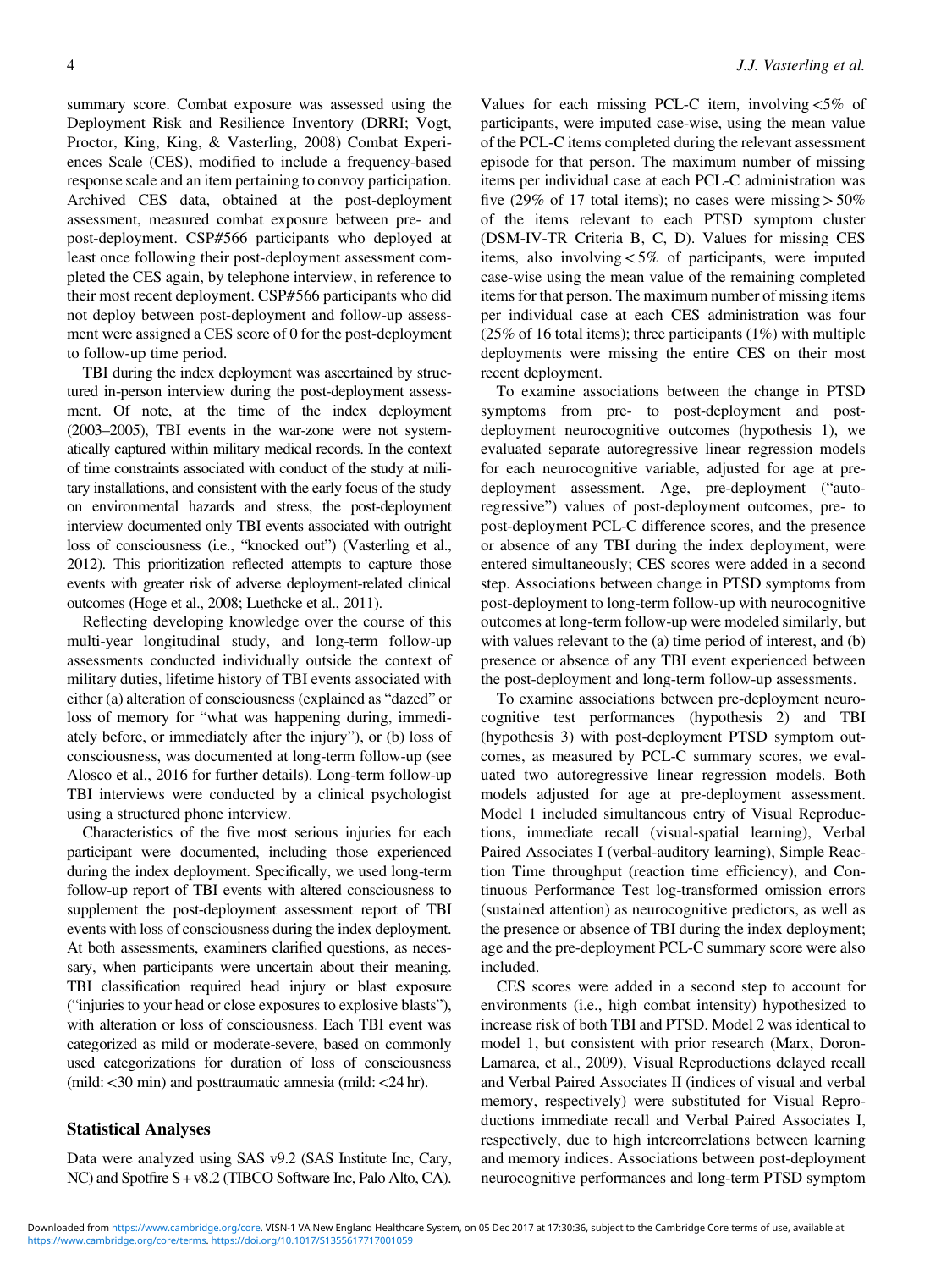summary score. Combat exposure was assessed using the Deployment Risk and Resilience Inventory (DRRI; Vogt, Proctor, King, King, & Vasterling, 2008) Combat Experiences Scale (CES), modified to include a frequency-based response scale and an item pertaining to convoy participation. Archived CES data, obtained at the post-deployment assessment, measured combat exposure between pre- and post-deployment. CSP#566 participants who deployed at least once following their post-deployment assessment completed the CES again, by telephone interview, in reference to their most recent deployment. CSP#566 participants who did not deploy between post-deployment and follow-up assessment were assigned a CES score of 0 for the post-deployment to follow-up time period.

TBI during the index deployment was ascertained by structured in-person interview during the post-deployment assessment. Of note, at the time of the index deployment (2003–2005), TBI events in the war-zone were not systematically captured within military medical records. In the context of time constraints associated with conduct of the study at military installations, and consistent with the early focus of the study on environmental hazards and stress, the post-deployment interview documented only TBI events associated with outright loss of consciousness (i.e., "knocked out") (Vasterling et al., 2012). This prioritization reflected attempts to capture those events with greater risk of adverse deployment-related clinical outcomes (Hoge et al., 2008; Luethcke et al., 2011).

Reflecting developing knowledge over the course of this multi-year longitudinal study, and long-term follow-up assessments conducted individually outside the context of military duties, lifetime history of TBI events associated with either (a) alteration of consciousness (explained as "dazed" or loss of memory for "what was happening during, immediately before, or immediately after the injury"), or (b) loss of consciousness, was documented at long-term follow-up (see Alosco et al., 2016 for further details). Long-term follow-up TBI interviews were conducted by a clinical psychologist using a structured phone interview.

Characteristics of the five most serious injuries for each participant were documented, including those experienced during the index deployment. Specifically, we used long-term follow-up report of TBI events with altered consciousness to supplement the post-deployment assessment report of TBI events with loss of consciousness during the index deployment. At both assessments, examiners clarified questions, as necessary, when participants were uncertain about their meaning. TBI classification required head injury or blast exposure ("injuries to your head or close exposures to explosive blasts"), with alteration or loss of consciousness. Each TBI event was categorized as mild or moderate-severe, based on commonly used categorizations for duration of loss of consciousness (mild: <30 min) and posttraumatic amnesia (mild: <24 hr).

## Statistical Analyses

Data were analyzed using SAS v9.2 (SAS Institute Inc, Cary, NC) and Spotfire S+v8.2 (TIBCO Software Inc, Palo Alto, CA). Values for each missing PCL-C item, involving <5% of participants, were imputed case-wise, using the mean value of the PCL-C items completed during the relevant assessment episode for that person. The maximum number of missing items per individual case at each PCL-C administration was five (29% of 17 total items); no cases were missing > 50% of the items relevant to each PTSD symptom cluster (DSM-IV-TR Criteria B, C, D). Values for missing CES items, also involving < 5% of participants, were imputed case-wise using the mean value of the remaining completed items for that person. The maximum number of missing items per individual case at each CES administration was four (25% of 16 total items); three participants (1%) with multiple deployments were missing the entire CES on their most recent deployment.

To examine associations between the change in PTSD symptoms from pre- to post-deployment and post-deployment neurocognitive outcomes (hypothesis 1), we evaluated separate autoregressive linear regression models for each neurocognitive variable, adjusted for age at pre-deployment assessment. Age, pre-deployment ("autoregressive") values of post-deployment outcomes, pre- to post-deployment PCL-C difference scores, and the presence or absence of any TBI during the index deployment, were entered simultaneously; CES scores were added in a second step. Associations between change in PTSD symptoms from post-deployment to long-term follow-up with neurocognitive outcomes at long-term follow-up were modeled similarly, but with values relevant to the (a) time period of interest, and (b) presence or absence of any TBI event experienced between the post-deployment and long-term follow-up assessments.

To examine associations between pre-deployment neurocognitive test performances (hypothesis 2) and TBI (hypothesis 3) with post-deployment PTSD symptom outcomes, as measured by PCL-C summary scores, we evaluated two autoregressive linear regression models. Both models adjusted for age at pre-deployment assessment. Model 1 included simultaneous entry of Visual Reproductions, immediate recall (visual-spatial learning), Verbal Paired Associates I (verbal-auditory learning), Simple Reaction Time throughput (reaction time efficiency), and Continuous Performance Test log-transformed omission errors (sustained attention) as neurocognitive predictors, as well as the presence or absence of TBI during the index deployment; age and the pre-deployment PCL-C summary score were also included.

CES scores were added in a second step to account for environments (i.e., high combat intensity) hypothesized to increase risk of both TBI and PTSD. Model 2 was identical to model 1, but consistent with prior research (Marx, Doron-Lamarca, et al., 2009), Visual Reproductions delayed recall and Verbal Paired Associates II (indices of visual and verbal memory, respectively) were substituted for Visual Reproductions immediate recall and Verbal Paired Associates I, respectively, due to high intercorrelations between learning and memory indices. Associations between post-deployment neurocognitive performances and long-term PTSD symptom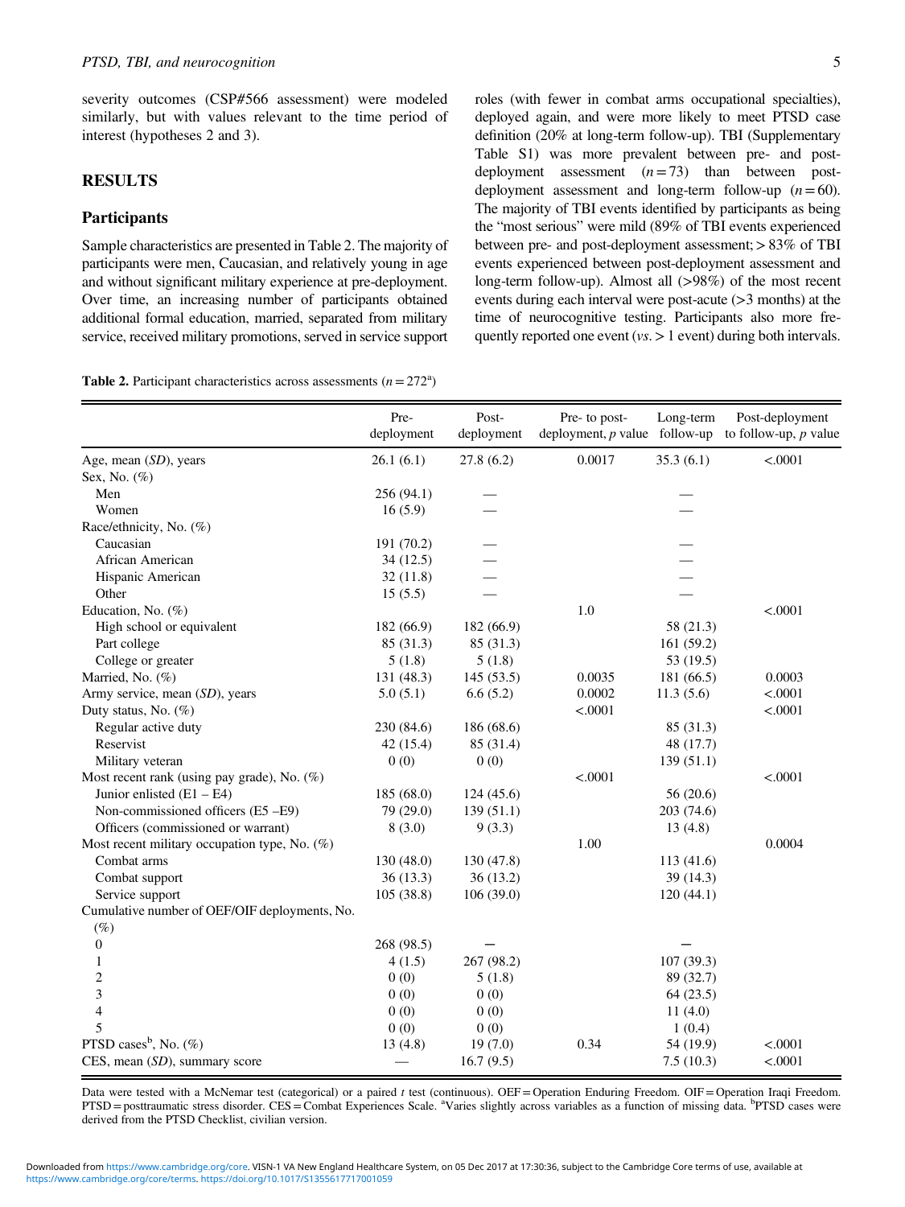severity outcomes (CSP#566 assessment) were modeled similarly, but with values relevant to the time period of interest (hypotheses 2 and 3).

## RESULTS

### Participants

Sample characteristics are presented in Table 2. The majority of participants were men, Caucasian, and relatively young in age and without significant military experience at pre-deployment. Over time, an increasing number of participants obtained additional formal education, married, separated from military service, received military promotions, served in service support roles (with fewer in combat arms occupational specialties), deployed again, and were more likely to meet PTSD case definition (20% at long-term follow-up). TBI (Supplementary Table S1) was more prevalent between pre- and post-deployment assessment ($n = 73$) than between post-deployment assessment and long-term follow-up ($n = 60$). The majority of TBI events identified by participants as being the "most serious" were mild (89% of TBI events experienced between pre- and post-deployment assessment; > 83% of TBI events experienced between post-deployment assessment and long-term follow-up). Almost all (>98%) of the most recent events during each interval were post-acute (>3 months) at the time of neurocognitive testing. Participants also more frequently reported one event (*vs.* > 1 event) during both intervals.

**Table 2.** Participant characteristics across assessments ($n = 272$[a])

| | Pre-deployment | Post-deployment | Pre- to post-deployment, *p* value | Long-term follow-up | Post-deployment to follow-up, *p* value |
|---|---|---|---|---|---|
| Age, mean (*SD*), years | 26.1 (6.1) | 27.8 (6.2) | 0.0017 | 35.3 (6.1) | <.0001 |
| Sex, No. (%) | | | | | |
| Men | 256 (94.1) | — | | — | |
| Women | 16 (5.9) | — | | — | |
| Race/ethnicity, No. (%) | | | | | |
| Caucasian | 191 (70.2) | — | | — | |
| African American | 34 (12.5) | — | | — | |
| Hispanic American | 32 (11.8) | — | | — | |
| Other | 15 (5.5) | — | | — | |
| Education, No. (%) | | | 1.0 | | <.0001 |
| High school or equivalent | 182 (66.9) | 182 (66.9) | | 58 (21.3) | |
| Part college | 85 (31.3) | 85 (31.3) | | 161 (59.2) | |
| College or greater | 5 (1.8) | 5 (1.8) | | 53 (19.5) | |
| Married, No. (%) | 131 (48.3) | 145 (53.5) | 0.0035 | 181 (66.5) | 0.0003 |
| Army service, mean (*SD*), years | 5.0 (5.1) | 6.6 (5.2) | 0.0002 | 11.3 (5.6) | <.0001 |
| Duty status, No. (%) | | | <.0001 | | <.0001 |
| Regular active duty | 230 (84.6) | 186 (68.6) | | 85 (31.3) | |
| Reservist | 42 (15.4) | 85 (31.4) | | 48 (17.7) | |
| Military veteran | 0 (0) | 0 (0) | | 139 (51.1) | |
| Most recent rank (using pay grade), No. (%) | | | <.0001 | | <.0001 |
| Junior enlisted (E1 – E4) | 185 (68.0) | 124 (45.6) | | 56 (20.6) | |
| Non-commissioned officers (E5 –E9) | 79 (29.0) | 139 (51.1) | | 203 (74.6) | |
| Officers (commissioned or warrant) | 8 (3.0) | 9 (3.3) | | 13 (4.8) | |
| Most recent military occupation type, No. (%) | | | 1.00 | | 0.0004 |
| Combat arms | 130 (48.0) | 130 (47.8) | | 113 (41.6) | |
| Combat support | 36 (13.3) | 36 (13.2) | | 39 (14.3) | |
| Service support | 105 (38.8) | 106 (39.0) | | 120 (44.1) | |
| Cumulative number of OEF/OIF deployments, No. (%) | | | | | |
| 0 | 268 (98.5) | — | | — | |
| 1 | 4 (1.5) | 267 (98.2) | | 107 (39.3) | |
| 2 | 0 (0) | 5 (1.8) | | 89 (32.7) | |
| 3 | 0 (0) | 0 (0) | | 64 (23.5) | |
| 4 | 0 (0) | 0 (0) | | 11 (4.0) | |
| 5 | 0 (0) | 0 (0) | | 1 (0.4) | |
| PTSD cases[b], No. (%) | 13 (4.8) | 19 (7.0) | 0.34 | 54 (19.9) | <.0001 |
| CES, mean (*SD*), summary score | — | 16.7 (9.5) | | 7.5 (10.3) | <.0001 |

Data were tested with a McNemar test (categorical) or a paired *t* test (continuous). OEF = Operation Enduring Freedom. OIF = Operation Iraqi Freedom. PTSD = posttraumatic stress disorder. CES = Combat Experiences Scale. [a]Varies slightly across variables as a function of missing data. [b]PTSD cases were derived from the PTSD Checklist, civilian version.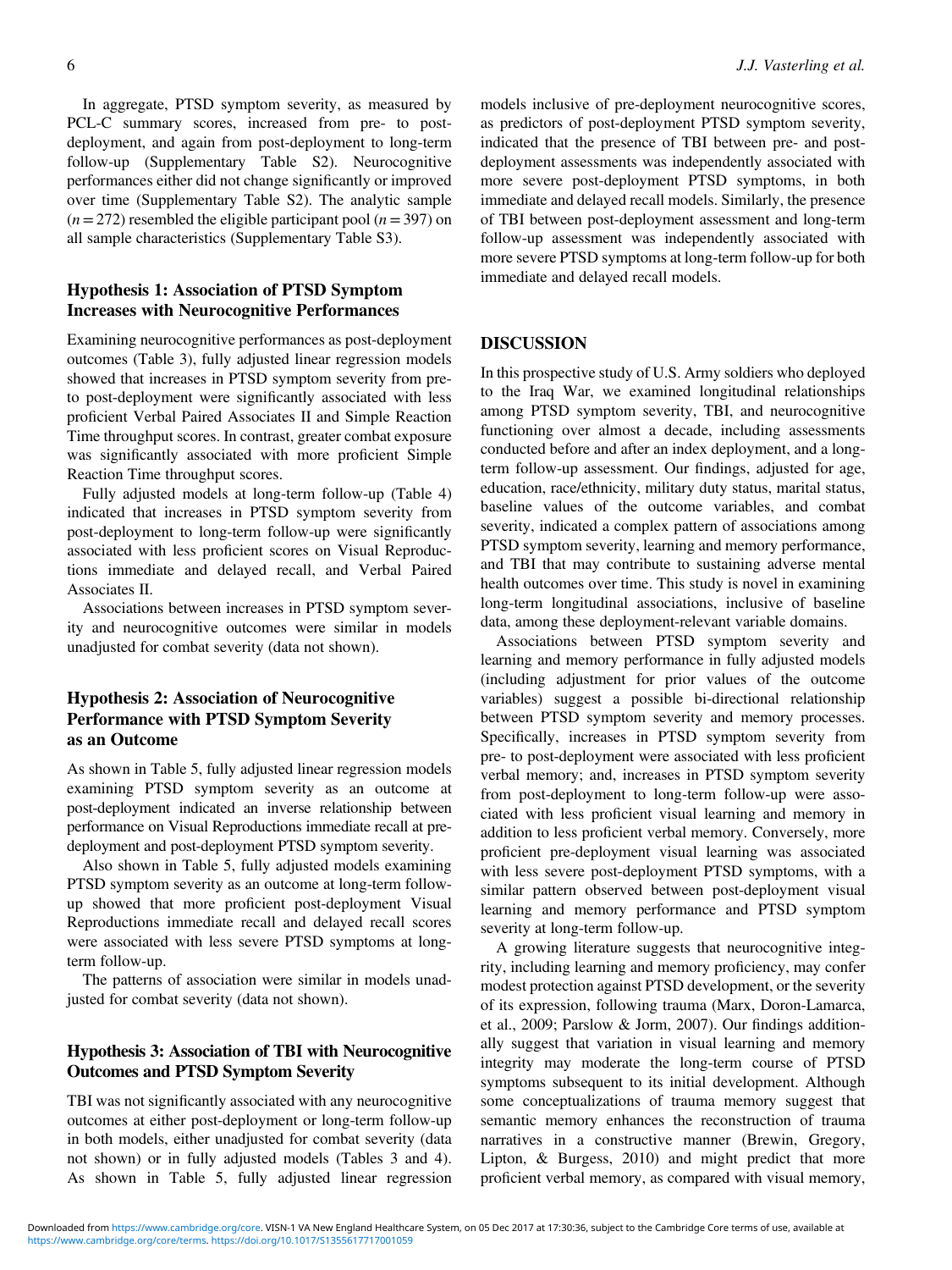In aggregate, PTSD symptom severity, as measured by PCL-C summary scores, increased from pre- to post-deployment, and again from post-deployment to long-term follow-up (Supplementary Table S2). Neurocognitive performances either did not change significantly or improved over time (Supplementary Table S2). The analytic sample ($n = 272$) resembled the eligible participant pool ($n = 397$) on all sample characteristics (Supplementary Table S3).

### Hypothesis 1: Association of PTSD Symptom Increases with Neurocognitive Performances

Examining neurocognitive performances as post-deployment outcomes (Table 3), fully adjusted linear regression models showed that increases in PTSD symptom severity from pre- to post-deployment were significantly associated with less proficient Verbal Paired Associates II and Simple Reaction Time throughput scores. In contrast, greater combat exposure was significantly associated with more proficient Simple Reaction Time throughput scores.

Fully adjusted models at long-term follow-up (Table 4) indicated that increases in PTSD symptom severity from post-deployment to long-term follow-up were significantly associated with less proficient scores on Visual Reproductions immediate and delayed recall, and Verbal Paired Associates II.

Associations between increases in PTSD symptom severity and neurocognitive outcomes were similar in models unadjusted for combat severity (data not shown).

### Hypothesis 2: Association of Neurocognitive Performance with PTSD Symptom Severity as an Outcome

As shown in Table 5, fully adjusted linear regression models examining PTSD symptom severity as an outcome at post-deployment indicated an inverse relationship between performance on Visual Reproductions immediate recall at pre-deployment and post-deployment PTSD symptom severity.

Also shown in Table 5, fully adjusted models examining PTSD symptom severity as an outcome at long-term follow-up showed that more proficient post-deployment Visual Reproductions immediate recall and delayed recall scores were associated with less severe PTSD symptoms at long-term follow-up.

The patterns of association were similar in models unadjusted for combat severity (data not shown).

### Hypothesis 3: Association of TBI with Neurocognitive Outcomes and PTSD Symptom Severity

TBI was not significantly associated with any neurocognitive outcomes at either post-deployment or long-term follow-up in both models, either unadjusted for combat severity (data not shown) or in fully adjusted models (Tables 3 and 4). As shown in Table 5, fully adjusted linear regression models inclusive of pre-deployment neurocognitive scores, as predictors of post-deployment PTSD symptom severity, indicated that the presence of TBI between pre- and post-deployment assessments was independently associated with more severe post-deployment PTSD symptoms, in both immediate and delayed recall models. Similarly, the presence of TBI between post-deployment assessment and long-term follow-up assessment was independently associated with more severe PTSD symptoms at long-term follow-up for both immediate and delayed recall models.

## DISCUSSION

In this prospective study of U.S. Army soldiers who deployed to the Iraq War, we examined longitudinal relationships among PTSD symptom severity, TBI, and neurocognitive functioning over almost a decade, including assessments conducted before and after an index deployment, and a long-term follow-up assessment. Our findings, adjusted for age, education, race/ethnicity, military duty status, marital status, baseline values of the outcome variables, and combat severity, indicated a complex pattern of associations among PTSD symptom severity, learning and memory performance, and TBI that may contribute to sustaining adverse mental health outcomes over time. This study is novel in examining long-term longitudinal associations, inclusive of baseline data, among these deployment-relevant variable domains.

Associations between PTSD symptom severity and learning and memory performance in fully adjusted models (including adjustment for prior values of the outcome variables) suggest a possible bi-directional relationship between PTSD symptom severity and memory processes. Specifically, increases in PTSD symptom severity from pre- to post-deployment were associated with less proficient verbal memory; and, increases in PTSD symptom severity from post-deployment to long-term follow-up were associated with less proficient visual learning and memory in addition to less proficient verbal memory. Conversely, more proficient pre-deployment visual learning was associated with less severe post-deployment PTSD symptoms, with a similar pattern observed between post-deployment visual learning and memory performance and PTSD symptom severity at long-term follow-up.

A growing literature suggests that neurocognitive integrity, including learning and memory proficiency, may confer modest protection against PTSD development, or the severity of its expression, following trauma (Marx, Doron-Lamarca, et al., 2009; Parslow & Jorm, 2007). Our findings additionally suggest that variation in visual learning and memory integrity may moderate the long-term course of PTSD symptoms subsequent to its initial development. Although some conceptualizations of trauma memory suggest that semantic memory enhances the reconstruction of trauma narratives in a constructive manner (Brewin, Gregory, Lipton, & Burgess, 2010) and might predict that more proficient verbal memory, as compared with visual memory,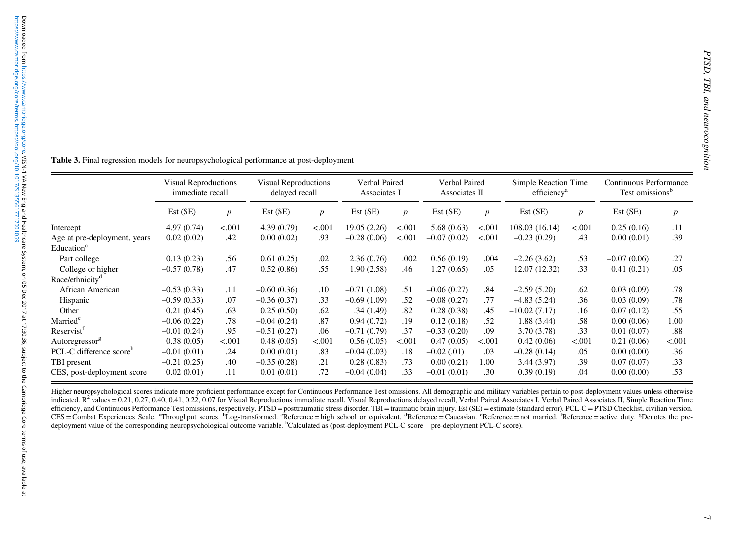**Table 3.** Final regression models for neuropsychological performance at post-deployment

| | Visual Reproductions immediate recall | | Visual Reproductions delayed recall | | Verbal Paired Associates I | | Verbal Paired Associates II | | Simple Reaction Time efficiency[a] | | Continuous Performance Test omissions[b] | |
|---|---|---|---|---|---|---|---|---|---|---|---|---|
| | Est (SE) | *p* | Est (SE) | *p* | Est (SE) | *p* | Est (SE) | *p* | Est (SE) | *p* | Est (SE) | *p* |
| Intercept | 4.97 (0.74) | <.001 | 4.39 (0.79) | <.001 | 19.05 (2.26) | <.001 | 5.68 (0.63) | <.001 | 108.03 (16.14) | <.001 | 0.25 (0.16) | .11 |
| Age at pre-deployment, years | 0.02 (0.02) | .42 | 0.00 (0.02) | .93 | −0.28 (0.06) | <.001 | −0.07 (0.02) | <.001 | −0.23 (0.29) | .43 | 0.00 (0.01) | .39 |
| Education[c] | | | | | | | | | | | | |
| Part college | 0.13 (0.23) | .56 | 0.61 (0.25) | .02 | 2.36 (0.76) | .002 | 0.56 (0.19) | .004 | −2.26 (3.62) | .53 | −0.07 (0.06) | .27 |
| College or higher | −0.57 (0.78) | .47 | 0.52 (0.86) | .55 | 1.90 (2.58) | .46 | 1.27 (0.65) | .05 | 12.07 (12.32) | .33 | 0.41 (0.21) | .05 |
| Race/ethnicity[d] | | | | | | | | | | | | |
| African American | −0.53 (0.33) | .11 | −0.60 (0.36) | .10 | −0.71 (1.08) | .51 | −0.06 (0.27) | .84 | −2.59 (5.20) | .62 | 0.03 (0.09) | .78 |
| Hispanic | −0.59 (0.33) | .07 | −0.36 (0.37) | .33 | −0.69 (1.09) | .52 | −0.08 (0.27) | .77 | −4.83 (5.24) | .36 | 0.03 (0.09) | .78 |
| Other | 0.21 (0.45) | .63 | 0.25 (0.50) | .62 | .34 (1.49) | .82 | 0.28 (0.38) | .45 | −10.02 (7.17) | .16 | 0.07 (0.12) | .55 |
| Married[e] | −0.06 (0.22) | .78 | −0.04 (0.24) | .87 | 0.94 (0.72) | .19 | 0.12 (0.18) | .52 | 1.88 (3.44) | .58 | 0.00 (0.06) | 1.00 |
| Reservist[f] | −0.01 (0.24) | .95 | −0.51 (0.27) | .06 | −0.71 (0.79) | .37 | −0.33 (0.20) | .09 | 3.70 (3.78) | .33 | 0.01 (0.07) | .88 |
| Autoregressor[g] | 0.38 (0.05) | <.001 | 0.48 (0.05) | <.001 | 0.56 (0.05) | <.001 | 0.47 (0.05) | <.001 | 0.42 (0.06) | <.001 | 0.21 (0.06) | <.001 |
| PCL-C difference score[h] | −0.01 (0.01) | .24 | 0.00 (0.01) | .83 | −0.04 (0.03) | .18 | −0.02 (.01) | .03 | −0.28 (0.14) | .05 | 0.00 (0.00) | .36 |
| TBI present | −0.21 (0.25) | .40 | −0.35 (0.28) | .21 | 0.28 (0.83) | .73 | 0.00 (0.21) | 1.00 | 3.44 (3.97) | .39 | 0.07 (0.07) | .33 |
| CES, post-deployment score | 0.02 (0.01) | .11 | 0.01 (0.01) | .72 | −0.04 (0.04) | .33 | −0.01 (0.01) | .30 | 0.39 (0.19) | .04 | 0.00 (0.00) | .53 |

Higher neuropsychological scores indicate more proficient performance except for Continuous Performance Test omissions. All demographic and military variables pertain to post-deployment values unless otherwise indicated. $R^2$ values = 0.21, 0.27, 0.40, 0.41, 0.22, 0.07 for Visual Reproductions immediate recall, Visual Reproductions delayed recall, Verbal Paired Associates I, Verbal Paired Associates II, Simple Reaction Time efficiency, and Continuous Performance Test omissions, respectively. PTSD = posttraumatic stress disorder. TBI = traumatic brain injury. Est (SE) = estimate (standard error). PCL-C = PTSD Checklist, civilian version. CES = Combat Experiences Scale. [a]Throughput scores. [b]Log-transformed. [c]Reference = high school or equivalent. [d]Reference = Caucasian. [e]Reference = not married. [f]Reference = active duty. [g]Denotes the pre-deployment value of the corresponding neuropsychological outcome variable. [h]Calculated as (post-deployment PCL-C score – pre-deployment PCL-C score).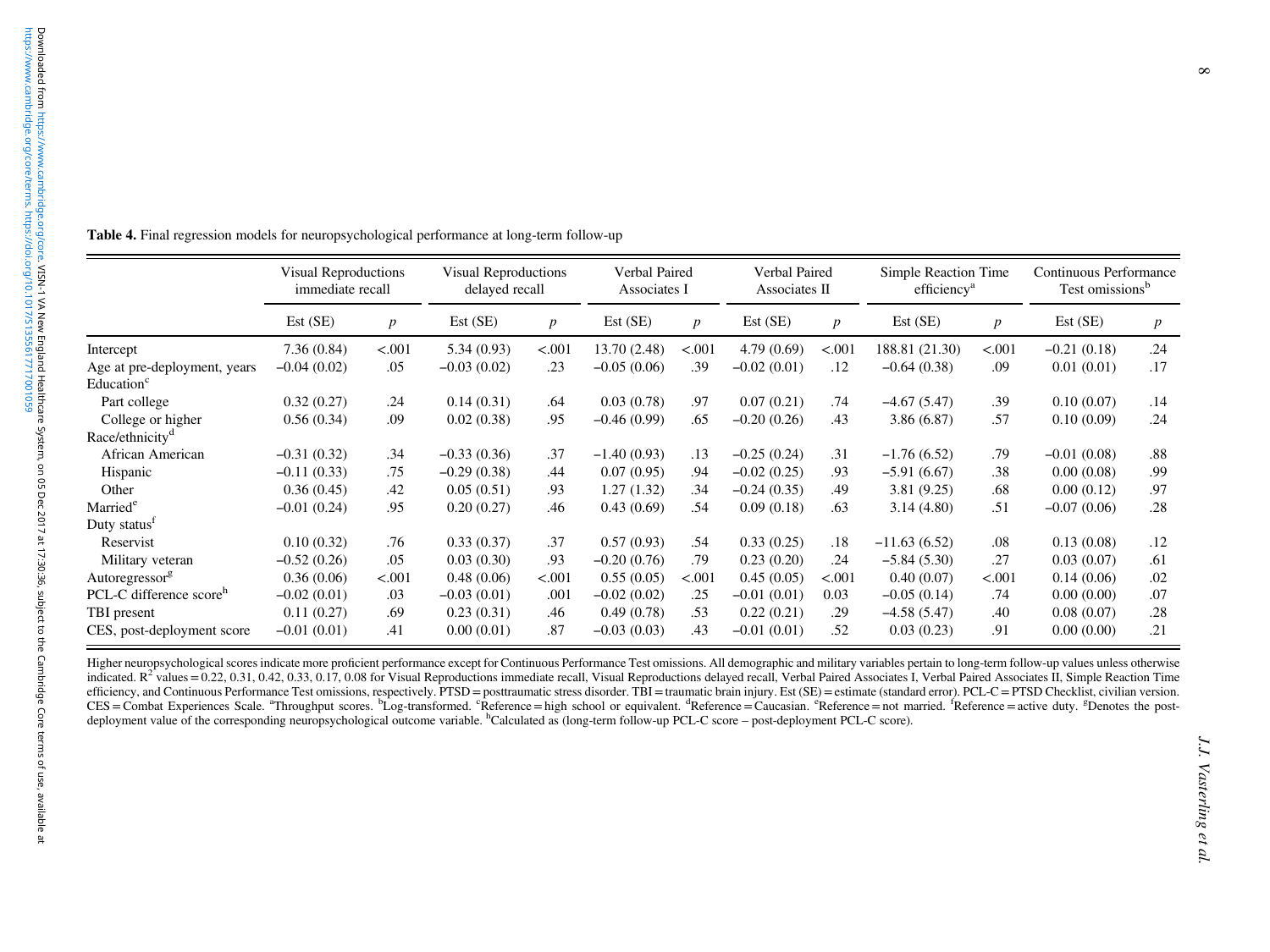**Table 4.** Final regression models for neuropsychological performance at long-term follow-up

| | Visual Reproductions immediate recall | | Visual Reproductions delayed recall | | Verbal Paired Associates I | | Verbal Paired Associates II | | Simple Reaction Time efficiency[a] | | Continuous Performance Test omissions[b] | |
|---|---|---|---|---|---|---|---|---|---|---|---|---|
| | Est (SE) | *p* | Est (SE) | *p* | Est (SE) | *p* | Est (SE) | *p* | Est (SE) | *p* | Est (SE) | *p* |
| Intercept | 7.36 (0.84) | <.001 | 5.34 (0.93) | <.001 | 13.70 (2.48) | <.001 | 4.79 (0.69) | <.001 | 188.81 (21.30) | <.001 | −0.21 (0.18) | .24 |
| Age at pre-deployment, years | −0.04 (0.02) | .05 | −0.03 (0.02) | .23 | −0.05 (0.06) | .39 | −0.02 (0.01) | .12 | −0.64 (0.38) | .09 | 0.01 (0.01) | .17 |
| Education[c] | | | | | | | | | | | | |
| Part college | 0.32 (0.27) | .24 | 0.14 (0.31) | .64 | 0.03 (0.78) | .97 | 0.07 (0.21) | .74 | −4.67 (5.47) | .39 | 0.10 (0.07) | .14 |
| College or higher | 0.56 (0.34) | .09 | 0.02 (0.38) | .95 | −0.46 (0.99) | .65 | −0.20 (0.26) | .43 | 3.86 (6.87) | .57 | 0.10 (0.09) | .24 |
| Race/ethnicity[d] | | | | | | | | | | | | |
| African American | −0.31 (0.32) | .34 | −0.33 (0.36) | .37 | −1.40 (0.93) | .13 | −0.25 (0.24) | .31 | −1.76 (6.52) | .79 | −0.01 (0.08) | .88 |
| Hispanic | −0.11 (0.33) | .75 | −0.29 (0.38) | .44 | 0.07 (0.95) | .94 | −0.02 (0.25) | .93 | −5.91 (6.67) | .38 | 0.00 (0.08) | .99 |
| Other | 0.36 (0.45) | .42 | 0.05 (0.51) | .93 | 1.27 (1.32) | .34 | −0.24 (0.35) | .49 | 3.81 (9.25) | .68 | 0.00 (0.12) | .97 |
| Married[e] | −0.01 (0.24) | .95 | 0.20 (0.27) | .46 | 0.43 (0.69) | .54 | 0.09 (0.18) | .63 | 3.14 (4.80) | .51 | −0.07 (0.06) | .28 |
| Duty status[f] | | | | | | | | | | | | |
| Reservist | 0.10 (0.32) | .76 | 0.33 (0.37) | .37 | 0.57 (0.93) | .54 | 0.33 (0.25) | .18 | −11.63 (6.52) | .08 | 0.13 (0.08) | .12 |
| Military veteran | −0.52 (0.26) | .05 | 0.03 (0.30) | .93 | −0.20 (0.76) | .79 | 0.23 (0.20) | .24 | −5.84 (5.30) | .27 | 0.03 (0.07) | .61 |
| Autoregressor[g] | 0.36 (0.06) | <.001 | 0.48 (0.06) | <.001 | 0.55 (0.05) | <.001 | 0.45 (0.05) | <.001 | 0.40 (0.07) | <.001 | 0.14 (0.06) | .02 |
| PCL-C difference score[h] | −0.02 (0.01) | .03 | −0.03 (0.01) | .001 | −0.02 (0.02) | .25 | −0.01 (0.01) | 0.03 | −0.05 (0.14) | .74 | 0.00 (0.00) | .07 |
| TBI present | 0.11 (0.27) | .69 | 0.23 (0.31) | .46 | 0.49 (0.78) | .53 | 0.22 (0.21) | .29 | −4.58 (5.47) | .40 | 0.08 (0.07) | .28 |
| CES, post-deployment score | −0.01 (0.01) | .41 | 0.00 (0.01) | .87 | −0.03 (0.03) | .43 | −0.01 (0.01) | .52 | 0.03 (0.23) | .91 | 0.00 (0.00) | .21 |

Higher neuropsychological scores indicate more proficient performance except for Continuous Performance Test omissions. All demographic and military variables pertain to long-term follow-up values unless otherwise indicated. $R^2$ values = 0.22, 0.31, 0.42, 0.33, 0.17, 0.08 for Visual Reproductions immediate recall, Visual Reproductions delayed recall, Verbal Paired Associates I, Verbal Paired Associates II, Simple Reaction Time efficiency, and Continuous Performance Test omissions, respectively. PTSD = posttraumatic stress disorder. TBI = traumatic brain injury. Est (SE) = estimate (standard error). PCL-C = PTSD Checklist, civilian version. CES = Combat Experiences Scale. [a]Throughput scores. [b]Log-transformed. [c]Reference = high school or equivalent. [d]Reference = Caucasian. [e]Reference = not married. [f]Reference = active duty. [g]Denotes the post-deployment value of the corresponding neuropsychological outcome variable. [h]Calculated as (long-term follow-up PCL-C score – post-deployment PCL-C score).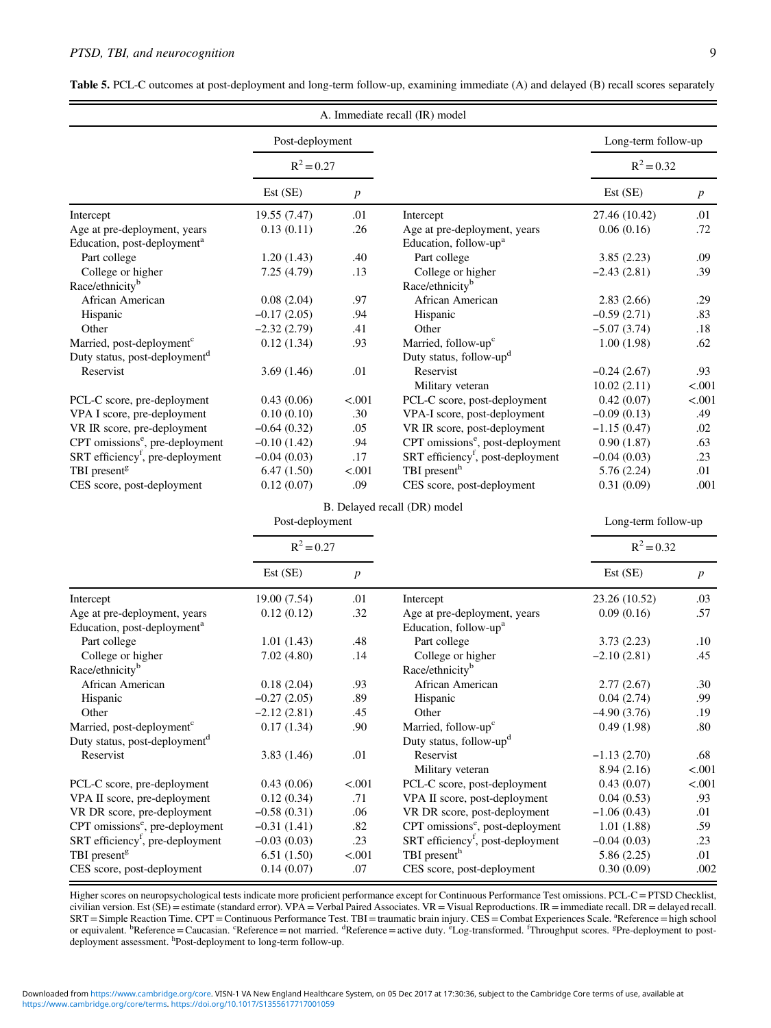**Table 5.** PCL-C outcomes at post-deployment and long-term follow-up, examining immediate (A) and delayed (B) recall scores separately

**A. Immediate recall (IR) model**

| | Post-deployment | | | Long-term follow-up | |
|---|---|---|---|---|---|
| | $R^2 = 0.27$ | | | $R^2 = 0.32$ | |
| | Est (SE) | $p$ | | Est (SE) | $p$ |
| Intercept | 19.55 (7.47) | .01 | Intercept | 27.46 (10.42) | .01 |
| Age at pre-deployment, years | 0.13 (0.11) | .26 | Age at pre-deployment, years | 0.06 (0.16) | .72 |
| Education, post-deployment[a] | | | Education, follow-up[a] | | |
| Part college | 1.20 (1.43) | .40 | Part college | 3.85 (2.23) | .09 |
| College or higher | 7.25 (4.79) | .13 | College or higher | −2.43 (2.81) | .39 |
| Race/ethnicity[b] | | | Race/ethnicity[b] | | |
| African American | 0.08 (2.04) | .97 | African American | 2.83 (2.66) | .29 |
| Hispanic | −0.17 (2.05) | .94 | Hispanic | −0.59 (2.71) | .83 |
| Other | −2.32 (2.79) | .41 | Other | −5.07 (3.74) | .18 |
| Married, post-deployment[c] | 0.12 (1.34) | .93 | Married, follow-up[c] | 1.00 (1.98) | .62 |
| Duty status, post-deployment[d] | | | Duty status, follow-up[d] | | |
| Reservist | 3.69 (1.46) | .01 | Reservist | −0.24 (2.67) | .93 |
| | | | Military veteran | 10.02 (2.11) | <.001 |
| PCL-C score, pre-deployment | 0.43 (0.06) | <.001 | PCL-C score, post-deployment | 0.42 (0.07) | <.001 |
| VPA I score, pre-deployment | 0.10 (0.10) | .30 | VPA-I score, post-deployment | −0.09 (0.13) | .49 |
| VR IR score, pre-deployment | −0.64 (0.32) | .05 | VR IR score, post-deployment | −1.15 (0.47) | .02 |
| CPT omissions[e], pre-deployment | −0.10 (1.42) | .94 | CPT omissions[e], post-deployment | 0.90 (1.87) | .63 |
| SRT efficiency[f], pre-deployment | −0.04 (0.03) | .17 | SRT efficiency[f], post-deployment | −0.04 (0.03) | .23 |
| TBI present[g] | 6.47 (1.50) | <.001 | TBI present[h] | 5.76 (2.24) | .01 |
| CES score, post-deployment | 0.12 (0.07) | .09 | CES score, post-deployment | 0.31 (0.09) | .001 |

**B. Delayed recall (DR) model**

| | Post-deployment | | | Long-term follow-up | |
|---|---|---|---|---|---|
| | $R^2 = 0.27$ | | | $R^2 = 0.32$ | |
| | Est (SE) | $p$ | | Est (SE) | $p$ |
| Intercept | 19.00 (7.54) | .01 | Intercept | 23.26 (10.52) | .03 |
| Age at pre-deployment, years | 0.12 (0.12) | .32 | Age at pre-deployment, years | 0.09 (0.16) | .57 |
| Education, post-deployment[a] | | | Education, follow-up[a] | | |
| Part college | 1.01 (1.43) | .48 | Part college | 3.73 (2.23) | .10 |
| College or higher | 7.02 (4.80) | .14 | College or higher | −2.10 (2.81) | .45 |
| Race/ethnicity[b] | | | Race/ethnicity[b] | | |
| African American | 0.18 (2.04) | .93 | African American | 2.77 (2.67) | .30 |
| Hispanic | −0.27 (2.05) | .89 | Hispanic | 0.04 (2.74) | .99 |
| Other | −2.12 (2.81) | .45 | Other | −4.90 (3.76) | .19 |
| Married, post-deployment[c] | 0.17 (1.34) | .90 | Married, follow-up[c] | 0.49 (1.98) | .80 |
| Duty status, post-deployment[d] | | | Duty status, follow-up[d] | | |
| Reservist | 3.83 (1.46) | .01 | Reservist | −1.13 (2.70) | .68 |
| | | | Military veteran | 8.94 (2.16) | <.001 |
| PCL-C score, pre-deployment | 0.43 (0.06) | <.001 | PCL-C score, post-deployment | 0.43 (0.07) | <.001 |
| VPA II score, pre-deployment | 0.12 (0.34) | .71 | VPA II score, post-deployment | 0.04 (0.53) | .93 |
| VR DR score, pre-deployment | −0.58 (0.31) | .06 | VR DR score, post-deployment | −1.06 (0.43) | .01 |
| CPT omissions[e], pre-deployment | −0.31 (1.41) | .82 | CPT omissions[e], post-deployment | 1.01 (1.88) | .59 |
| SRT efficiency[f], pre-deployment | −0.03 (0.03) | .23 | SRT efficiency[f], post-deployment | −0.04 (0.03) | .23 |
| TBI present[g] | 6.51 (1.50) | <.001 | TBI present[h] | 5.86 (2.25) | .01 |
| CES score, post-deployment | 0.14 (0.07) | .07 | CES score, post-deployment | 0.30 (0.09) | .002 |

Higher scores on neuropsychological tests indicate more proficient performance except for Continuous Performance Test omissions. PCL-C = PTSD Checklist, civilian version. Est (SE) = estimate (standard error). VPA = Verbal Paired Associates. VR = Visual Reproductions. IR = immediate recall. DR = delayed recall. SRT = Simple Reaction Time. CPT = Continuous Performance Test. TBI = traumatic brain injury. CES = Combat Experiences Scale. [a]Reference = high school or equivalent. [b]Reference = Caucasian. [c]Reference = not married. [d]Reference = active duty. [e]Log-transformed. [f]Throughput scores. [g]Pre-deployment to post-deployment assessment. [h]Post-deployment to long-term follow-up.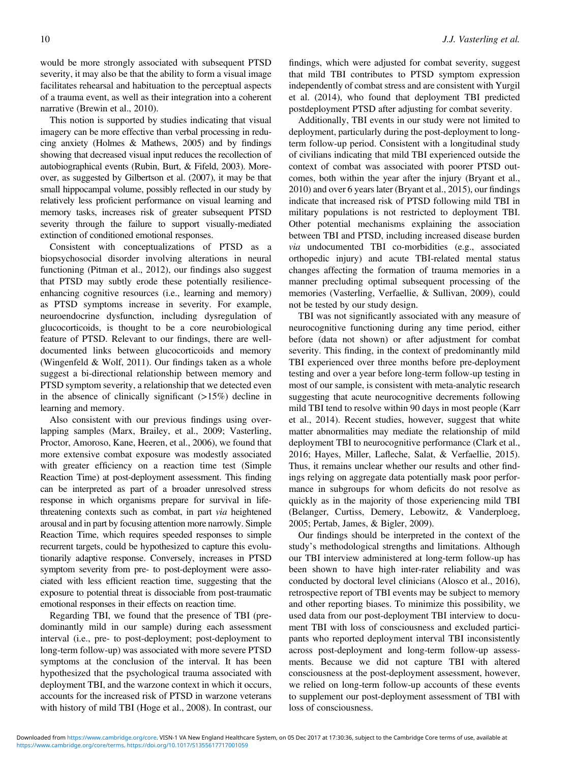would be more strongly associated with subsequent PTSD severity, it may also be that the ability to form a visual image facilitates rehearsal and habituation to the perceptual aspects of a trauma event, as well as their integration into a coherent narrative (Brewin et al., 2010).

This notion is supported by studies indicating that visual imagery can be more effective than verbal processing in reducing anxiety (Holmes & Mathews, 2005) and by findings showing that decreased visual input reduces the recollection of autobiographical events (Rubin, Burt, & Fifeld, 2003). Moreover, as suggested by Gilbertson et al. (2007), it may be that small hippocampal volume, possibly reflected in our study by relatively less proficient performance on visual learning and memory tasks, increases risk of greater subsequent PTSD severity through the failure to support visually-mediated extinction of conditioned emotional responses.

Consistent with conceptualizations of PTSD as a biopsychosocial disorder involving alterations in neural functioning (Pitman et al., 2012), our findings also suggest that PTSD may subtly erode these potentially resilience-enhancing cognitive resources (i.e., learning and memory) as PTSD symptoms increase in severity. For example, neuroendocrine dysfunction, including dysregulation of glucocorticoids, is thought to be a core neurobiological feature of PTSD. Relevant to our findings, there are well-documented links between glucocorticoids and memory (Wingenfeld & Wolf, 2011). Our findings taken as a whole suggest a bi-directional relationship between memory and PTSD symptom severity, a relationship that we detected even in the absence of clinically significant (>15%) decline in learning and memory.

Also consistent with our previous findings using overlapping samples (Marx, Brailey, et al., 2009; Vasterling, Proctor, Amoroso, Kane, Heeren, et al., 2006), we found that more extensive combat exposure was modestly associated with greater efficiency on a reaction time test (Simple Reaction Time) at post-deployment assessment. This finding can be interpreted as part of a broader unresolved stress response in which organisms prepare for survival in life-threatening contexts such as combat, in part *via* heightened arousal and in part by focusing attention more narrowly. Simple Reaction Time, which requires speeded responses to simple recurrent targets, could be hypothesized to capture this evolutionarily adaptive response. Conversely, increases in PTSD symptom severity from pre- to post-deployment were associated with less efficient reaction time, suggesting that the exposure to potential threat is dissociable from post-traumatic emotional responses in their effects on reaction time.

Regarding TBI, we found that the presence of TBI (predominantly mild in our sample) during each assessment interval (i.e., pre- to post-deployment; post-deployment to long-term follow-up) was associated with more severe PTSD symptoms at the conclusion of the interval. It has been hypothesized that the psychological trauma associated with deployment TBI, and the warzone context in which it occurs, accounts for the increased risk of PTSD in warzone veterans with history of mild TBI (Hoge et al., 2008). In contrast, our findings, which were adjusted for combat severity, suggest that mild TBI contributes to PTSD symptom expression independently of combat stress and are consistent with Yurgil et al. (2014), who found that deployment TBI predicted postdeployment PTSD after adjusting for combat severity.

Additionally, TBI events in our study were not limited to deployment, particularly during the post-deployment to long-term follow-up period. Consistent with a longitudinal study of civilians indicating that mild TBI experienced outside the context of combat was associated with poorer PTSD outcomes, both within the year after the injury (Bryant et al., 2010) and over 6 years later (Bryant et al., 2015), our findings indicate that increased risk of PTSD following mild TBI in military populations is not restricted to deployment TBI. Other potential mechanisms explaining the association between TBI and PTSD, including increased disease burden *via* undocumented TBI co-morbidities (e.g., associated orthopedic injury) and acute TBI-related mental status changes affecting the formation of trauma memories in a manner precluding optimal subsequent processing of the memories (Vasterling, Verfaellie, & Sullivan, 2009), could not be tested by our study design.

TBI was not significantly associated with any measure of neurocognitive functioning during any time period, either before (data not shown) or after adjustment for combat severity. This finding, in the context of predominantly mild TBI experienced over three months before pre-deployment testing and over a year before long-term follow-up testing in most of our sample, is consistent with meta-analytic research suggesting that acute neurocognitive decrements following mild TBI tend to resolve within 90 days in most people (Karr et al., 2014). Recent studies, however, suggest that white matter abnormalities may mediate the relationship of mild deployment TBI to neurocognitive performance (Clark et al., 2016; Hayes, Miller, Lafleche, Salat, & Verfaellie, 2015). Thus, it remains unclear whether our results and other findings relying on aggregate data potentially mask poor performance in subgroups for whom deficits do not resolve as quickly as in the majority of those experiencing mild TBI (Belanger, Curtiss, Demery, Lebowitz, & Vanderploeg, 2005; Pertab, James, & Bigler, 2009).

Our findings should be interpreted in the context of the study's methodological strengths and limitations. Although our TBI interview administered at long-term follow-up has been shown to have high inter-rater reliability and was conducted by doctoral level clinicians (Alosco et al., 2016), retrospective report of TBI events may be subject to memory and other reporting biases. To minimize this possibility, we used data from our post-deployment TBI interview to document TBI with loss of consciousness and excluded participants who reported deployment interval TBI inconsistently across post-deployment and long-term follow-up assessments. Because we did not capture TBI with altered consciousness at the post-deployment assessment, however, we relied on long-term follow-up accounts of these events to supplement our post-deployment assessment of TBI with loss of consciousness.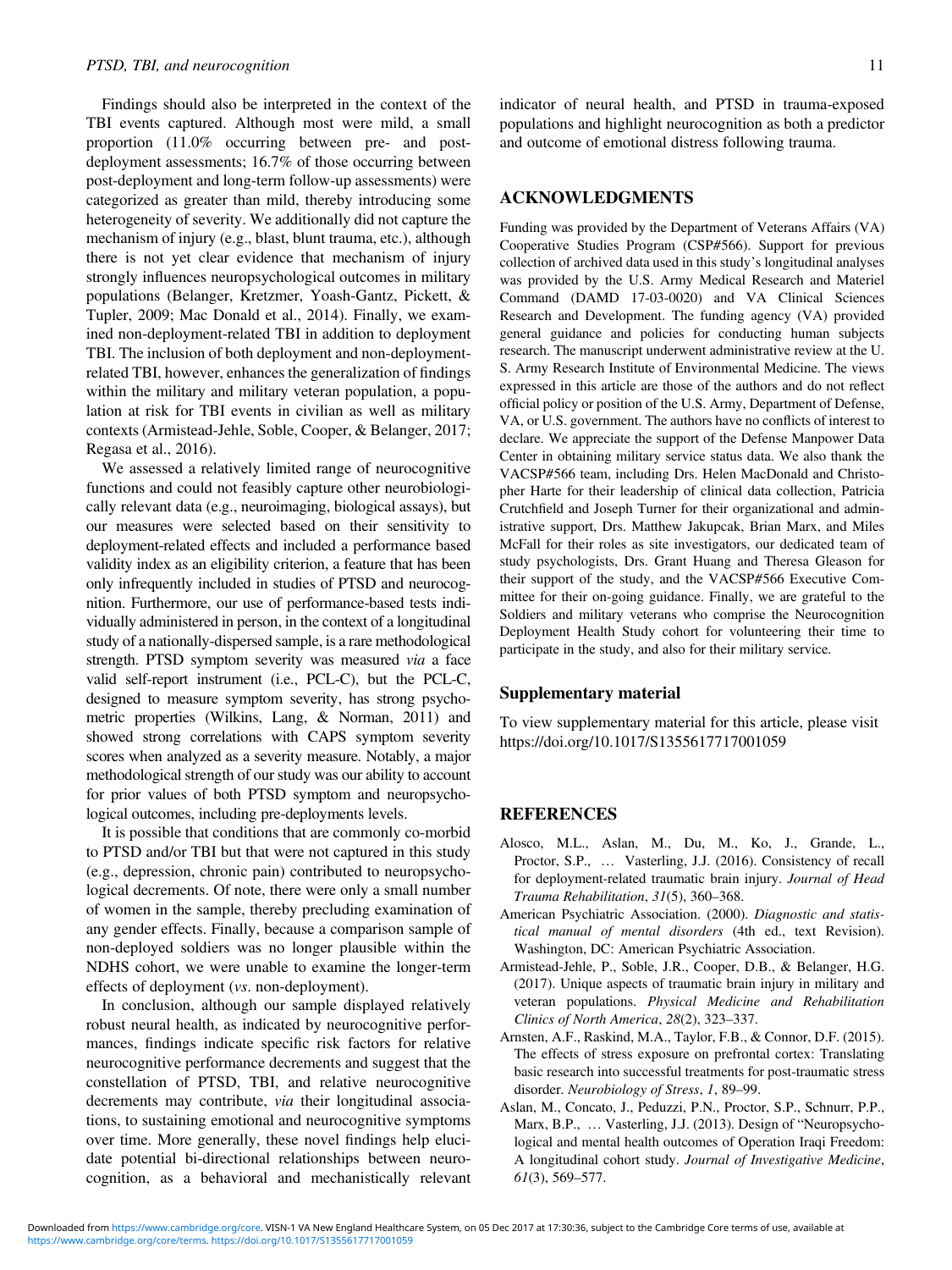Findings should also be interpreted in the context of the TBI events captured. Although most were mild, a small proportion (11.0% occurring between pre- and post-deployment assessments; 16.7% of those occurring between post-deployment and long-term follow-up assessments) were categorized as greater than mild, thereby introducing some heterogeneity of severity. We additionally did not capture the mechanism of injury (e.g., blast, blunt trauma, etc.), although there is not yet clear evidence that mechanism of injury strongly influences neuropsychological outcomes in military populations (Belanger, Kretzmer, Yoash-Gantz, Pickett, & Tupler, 2009; Mac Donald et al., 2014). Finally, we examined non-deployment-related TBI in addition to deployment TBI. The inclusion of both deployment and non-deployment-related TBI, however, enhances the generalization of findings within the military and military veteran population, a population at risk for TBI events in civilian as well as military contexts (Armistead-Jehle, Soble, Cooper, & Belanger, 2017; Regasa et al., 2016).

We assessed a relatively limited range of neurocognitive functions and could not feasibly capture other neurobiologically relevant data (e.g., neuroimaging, biological assays), but our measures were selected based on their sensitivity to deployment-related effects and included a performance based validity index as an eligibility criterion, a feature that has been only infrequently included in studies of PTSD and neurocognition. Furthermore, our use of performance-based tests individually administered in person, in the context of a longitudinal study of a nationally-dispersed sample, is a rare methodological strength. PTSD symptom severity was measured *via* a face valid self-report instrument (i.e., PCL-C), but the PCL-C, designed to measure symptom severity, has strong psychometric properties (Wilkins, Lang, & Norman, 2011) and showed strong correlations with CAPS symptom severity scores when analyzed as a severity measure. Notably, a major methodological strength of our study was our ability to account for prior values of both PTSD symptom and neuropsychological outcomes, including pre-deployments levels.

It is possible that conditions that are commonly co-morbid to PTSD and/or TBI but that were not captured in this study (e.g., depression, chronic pain) contributed to neuropsychological decrements. Of note, there were only a small number of women in the sample, thereby precluding examination of any gender effects. Finally, because a comparison sample of non-deployed soldiers was no longer plausible within the NDHS cohort, we were unable to examine the longer-term effects of deployment (*vs*. non-deployment).

In conclusion, although our sample displayed relatively robust neural health, as indicated by neurocognitive performances, findings indicate specific risk factors for relative neurocognitive performance decrements and suggest that the constellation of PTSD, TBI, and relative neurocognitive decrements may contribute, *via* their longitudinal associations, to sustaining emotional and neurocognitive symptoms over time. More generally, these novel findings help elucidate potential bi-directional relationships between neurocognition, as a behavioral and mechanistically relevant indicator of neural health, and PTSD in trauma-exposed populations and highlight neurocognition as both a predictor and outcome of emotional distress following trauma.

## ACKNOWLEDGMENTS

Funding was provided by the Department of Veterans Affairs (VA) Cooperative Studies Program (CSP#566). Support for previous collection of archived data used in this study's longitudinal analyses was provided by the U.S. Army Medical Research and Materiel Command (DAMD 17-03-0020) and VA Clinical Sciences Research and Development. The funding agency (VA) provided general guidance and policies for conducting human subjects research. The manuscript underwent administrative review at the U. S. Army Research Institute of Environmental Medicine. The views expressed in this article are those of the authors and do not reflect official policy or position of the U.S. Army, Department of Defense, VA, or U.S. government. The authors have no conflicts of interest to declare. We appreciate the support of the Defense Manpower Data Center in obtaining military service status data. We also thank the VACSP#566 team, including Drs. Helen MacDonald and Christopher Harte for their leadership of clinical data collection, Patricia Crutchfield and Joseph Turner for their organizational and administrative support, Drs. Matthew Jakupcak, Brian Marx, and Miles McFall for their roles as site investigators, our dedicated team of study psychologists, Drs. Grant Huang and Theresa Gleason for their support of the study, and the VACSP#566 Executive Committee for their on-going guidance. Finally, we are grateful to the Soldiers and military veterans who comprise the Neurocognition Deployment Health Study cohort for volunteering their time to participate in the study, and also for their military service.

### Supplementary material

To view supplementary material for this article, please visit https://doi.org/10.1017/S1355617717001059

## REFERENCES

Alosco, M.L., Aslan, M., Du, M., Ko, J., Grande, L., Proctor, S.P., … Vasterling, J.J. (2016). Consistency of recall for deployment-related traumatic brain injury. *Journal of Head Trauma Rehabilitation*, *31*(5), 360–368.

American Psychiatric Association. (2000). *Diagnostic and statistical manual of mental disorders* (4th ed., text Revision). Washington, DC: American Psychiatric Association.

Armistead-Jehle, P., Soble, J.R., Cooper, D.B., & Belanger, H.G. (2017). Unique aspects of traumatic brain injury in military and veteran populations. *Physical Medicine and Rehabilitation Clinics of North America*, *28*(2), 323–337.

Arnsten, A.F., Raskind, M.A., Taylor, F.B., & Connor, D.F. (2015). The effects of stress exposure on prefrontal cortex: Translating basic research into successful treatments for post-traumatic stress disorder. *Neurobiology of Stress*, *1*, 89–99.

Aslan, M., Concato, J., Peduzzi, P.N., Proctor, S.P., Schnurr, P.P., Marx, B.P., … Vasterling, J.J. (2013). Design of "Neuropsychological and mental health outcomes of Operation Iraqi Freedom: A longitudinal cohort study. *Journal of Investigative Medicine*, *61*(3), 569–577.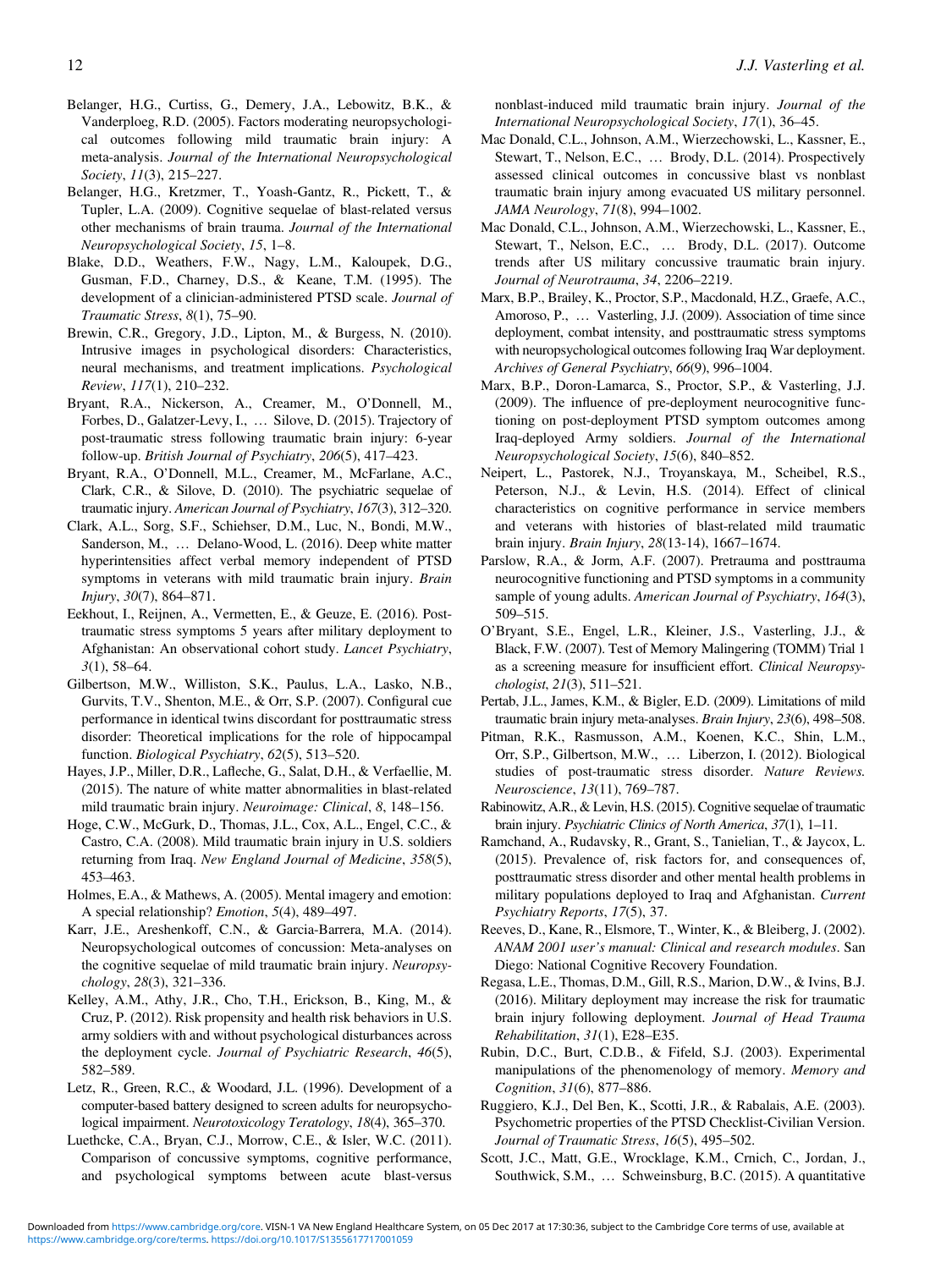Belanger, H.G., Curtiss, G., Demery, J.A., Lebowitz, B.K., & Vanderploeg, R.D. (2005). Factors moderating neuropsychological outcomes following mild traumatic brain injury: A meta-analysis. *Journal of the International Neuropsychological Society*, *11*(3), 215–227.

Belanger, H.G., Kretzmer, T., Yoash-Gantz, R., Pickett, T., & Tupler, L.A. (2009). Cognitive sequelae of blast-related versus other mechanisms of brain trauma. *Journal of the International Neuropsychological Society*, *15*, 1–8.

Blake, D.D., Weathers, F.W., Nagy, L.M., Kaloupek, D.G., Gusman, F.D., Charney, D.S., & Keane, T.M. (1995). The development of a clinician-administered PTSD scale. *Journal of Traumatic Stress*, *8*(1), 75–90.

Brewin, C.R., Gregory, J.D., Lipton, M., & Burgess, N. (2010). Intrusive images in psychological disorders: Characteristics, neural mechanisms, and treatment implications. *Psychological Review*, *117*(1), 210–232.

Bryant, R.A., Nickerson, A., Creamer, M., O'Donnell, M., Forbes, D., Galatzer-Levy, I., … Silove, D. (2015). Trajectory of post-traumatic stress following traumatic brain injury: 6-year follow-up. *British Journal of Psychiatry*, *206*(5), 417–423.

Bryant, R.A., O'Donnell, M.L., Creamer, M., McFarlane, A.C., Clark, C.R., & Silove, D. (2010). The psychiatric sequelae of traumatic injury. *American Journal of Psychiatry*, *167*(3), 312–320.

Clark, A.L., Sorg, S.F., Schiehser, D.M., Luc, N., Bondi, M.W., Sanderson, M., … Delano-Wood, L. (2016). Deep white matter hyperintensities affect verbal memory independent of PTSD symptoms in veterans with mild traumatic brain injury. *Brain Injury*, *30*(7), 864–871.

Eekhout, I., Reijnen, A., Vermetten, E., & Geuze, E. (2016). Post-traumatic stress symptoms 5 years after military deployment to Afghanistan: An observational cohort study. *Lancet Psychiatry*, *3*(1), 58–64.

Gilbertson, M.W., Williston, S.K., Paulus, L.A., Lasko, N.B., Gurvits, T.V., Shenton, M.E., & Orr, S.P. (2007). Configural cue performance in identical twins discordant for posttraumatic stress disorder: Theoretical implications for the role of hippocampal function. *Biological Psychiatry*, *62*(5), 513–520.

Hayes, J.P., Miller, D.R., Lafleche, G., Salat, D.H., & Verfaellie, M. (2015). The nature of white matter abnormalities in blast-related mild traumatic brain injury. *Neuroimage: Clinical*, *8*, 148–156.

Hoge, C.W., McGurk, D., Thomas, J.L., Cox, A.L., Engel, C.C., & Castro, C.A. (2008). Mild traumatic brain injury in U.S. soldiers returning from Iraq. *New England Journal of Medicine*, *358*(5), 453–463.

Holmes, E.A., & Mathews, A. (2005). Mental imagery and emotion: A special relationship? *Emotion*, *5*(4), 489–497.

Karr, J.E., Areshenkoff, C.N., & Garcia-Barrera, M.A. (2014). Neuropsychological outcomes of concussion: Meta-analyses on the cognitive sequelae of mild traumatic brain injury. *Neuropsychology*, *28*(3), 321–336.

Kelley, A.M., Athy, J.R., Cho, T.H., Erickson, B., King, M., & Cruz, P. (2012). Risk propensity and health risk behaviors in U.S. army soldiers with and without psychological disturbances across the deployment cycle. *Journal of Psychiatric Research*, *46*(5), 582–589.

Letz, R., Green, R.C., & Woodard, J.L. (1996). Development of a computer-based battery designed to screen adults for neuropsychological impairment. *Neurotoxicology Teratology*, *18*(4), 365–370.

Luethcke, C.A., Bryan, C.J., Morrow, C.E., & Isler, W.C. (2011). Comparison of concussive symptoms, cognitive performance, and psychological symptoms between acute blast-versus nonblast-induced mild traumatic brain injury. *Journal of the International Neuropsychological Society*, *17*(1), 36–45.

Mac Donald, C.L., Johnson, A.M., Wierzechowski, L., Kassner, E., Stewart, T., Nelson, E.C., … Brody, D.L. (2014). Prospectively assessed clinical outcomes in concussive blast vs nonblast traumatic brain injury among evacuated US military personnel. *JAMA Neurology*, *71*(8), 994–1002.

Mac Donald, C.L., Johnson, A.M., Wierzechowski, L., Kassner, E., Stewart, T., Nelson, E.C., … Brody, D.L. (2017). Outcome trends after US military concussive traumatic brain injury. *Journal of Neurotrauma*, *34*, 2206–2219.

Marx, B.P., Brailey, K., Proctor, S.P., Macdonald, H.Z., Graefe, A.C., Amoroso, P., … Vasterling, J.J. (2009). Association of time since deployment, combat intensity, and posttraumatic stress symptoms with neuropsychological outcomes following Iraq War deployment. *Archives of General Psychiatry*, *66*(9), 996–1004.

Marx, B.P., Doron-Lamarca, S., Proctor, S.P., & Vasterling, J.J. (2009). The influence of pre-deployment neurocognitive functioning on post-deployment PTSD symptom outcomes among Iraq-deployed Army soldiers. *Journal of the International Neuropsychological Society*, *15*(6), 840–852.

Neipert, L., Pastorek, N.J., Troyanskaya, M., Scheibel, R.S., Peterson, N.J., & Levin, H.S. (2014). Effect of clinical characteristics on cognitive performance in service members and veterans with histories of blast-related mild traumatic brain injury. *Brain Injury*, *28*(13-14), 1667–1674.

Parslow, R.A., & Jorm, A.F. (2007). Pretrauma and posttrauma neurocognitive functioning and PTSD symptoms in a community sample of young adults. *American Journal of Psychiatry*, *164*(3), 509–515.

O'Bryant, S.E., Engel, L.R., Kleiner, J.S., Vasterling, J.J., & Black, F.W. (2007). Test of Memory Malingering (TOMM) Trial 1 as a screening measure for insufficient effort. *Clinical Neuropsychologist*, *21*(3), 511–521.

Pertab, J.L., James, K.M., & Bigler, E.D. (2009). Limitations of mild traumatic brain injury meta-analyses. *Brain Injury*, *23*(6), 498–508.

Pitman, R.K., Rasmusson, A.M., Koenen, K.C., Shin, L.M., Orr, S.P., Gilbertson, M.W., … Liberzon, I. (2012). Biological studies of post-traumatic stress disorder. *Nature Reviews. Neuroscience*, *13*(11), 769–787.

Rabinowitz, A.R., & Levin, H.S. (2015). Cognitive sequelae of traumatic brain injury. *Psychiatric Clinics of North America*, *37*(1), 1–11.

Ramchand, A., Rudavsky, R., Grant, S., Tanielian, T., & Jaycox, L. (2015). Prevalence of, risk factors for, and consequences of, posttraumatic stress disorder and other mental health problems in military populations deployed to Iraq and Afghanistan. *Current Psychiatry Reports*, *17*(5), 37.

Reeves, D., Kane, R., Elsmore, T., Winter, K., & Bleiberg, J. (2002). *ANAM 2001 user's manual: Clinical and research modules*. San Diego: National Cognitive Recovery Foundation.

Regasa, L.E., Thomas, D.M., Gill, R.S., Marion, D.W., & Ivins, B.J. (2016). Military deployment may increase the risk for traumatic brain injury following deployment. *Journal of Head Trauma Rehabilitation*, *31*(1), E28–E35.

Rubin, D.C., Burt, C.D.B., & Fifeld, S.J. (2003). Experimental manipulations of the phenomenology of memory. *Memory and Cognition*, *31*(6), 877–886.

Ruggiero, K.J., Del Ben, K., Scotti, J.R., & Rabalais, A.E. (2003). Psychometric properties of the PTSD Checklist-Civilian Version. *Journal of Traumatic Stress*, *16*(5), 495–502.

Scott, J.C., Matt, G.E., Wrocklage, K.M., Crnich, C., Jordan, J., Southwick, S.M., … Schweinsburg, B.C. (2015). A quantitative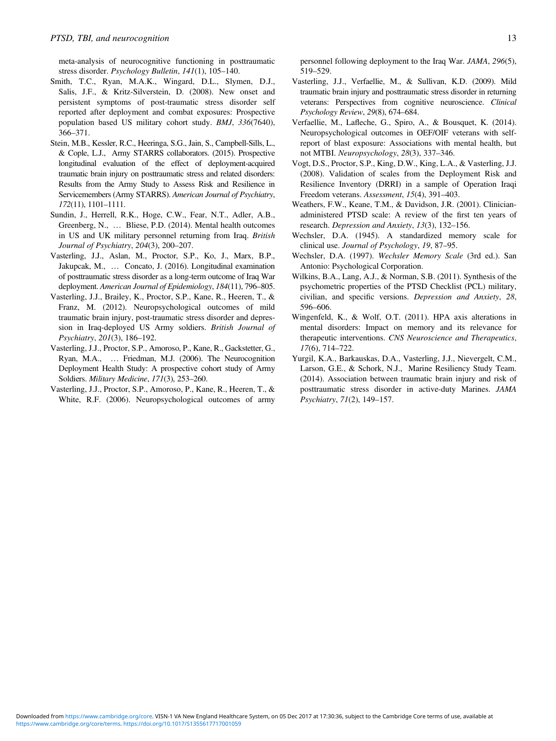meta-analysis of neurocognitive functioning in posttraumatic stress disorder. *Psychology Bulletin*, *141*(1), 105–140.

Smith, T.C., Ryan, M.A.K., Wingard, D.L., Slymen, D.J., Salis, J.F., & Kritz-Silverstein, D. (2008). New onset and persistent symptoms of post-traumatic stress disorder self reported after deployment and combat exposures: Prospective population based US military cohort study. *BMJ*, *336*(7640), 366–371.

Stein, M.B., Kessler, R.C., Heeringa, S.G., Jain, S., Campbell-Sills, L., & Cople, L.J., Army STARRS collaborators. (2015). Prospective longitudinal evaluation of the effect of deployment-acquired traumatic brain injury on posttraumatic stress and related disorders: Results from the Army Study to Assess Risk and Resilience in Servicemembers (Army STARRS). *American Journal of Psychiatry*, *172*(11), 1101–1111.

Sundin, J., Herrell, R.K., Hoge, C.W., Fear, N.T., Adler, A.B., Greenberg, N., … Bliese, P.D. (2014). Mental health outcomes in US and UK military personnel returning from Iraq. *British Journal of Psychiatry*, *204*(3), 200–207.

Vasterling, J.J., Aslan, M., Proctor, S.P., Ko, J., Marx, B.P., Jakupcak, M., … Concato, J. (2016). Longitudinal examination of posttraumatic stress disorder as a long-term outcome of Iraq War deployment. *American Journal of Epidemiology*, *184*(11), 796–805.

Vasterling, J.J., Brailey, K., Proctor, S.P., Kane, R., Heeren, T., & Franz, M. (2012). Neuropsychological outcomes of mild traumatic brain injury, post-traumatic stress disorder and depression in Iraq-deployed US Army soldiers. *British Journal of Psychiatry*, *201*(3), 186–192.

Vasterling, J.J., Proctor, S.P., Amoroso, P., Kane, R., Gackstetter, G., Ryan, M.A., … Friedman, M.J. (2006). The Neurocognition Deployment Health Study: A prospective cohort study of Army Soldiers. *Military Medicine*, *171*(3), 253–260.

Vasterling, J.J., Proctor, S.P., Amoroso, P., Kane, R., Heeren, T., & White, R.F. (2006). Neuropsychological outcomes of army personnel following deployment to the Iraq War. *JAMA*, *296*(5), 519–529.

Vasterling, J.J., Verfaellie, M., & Sullivan, K.D. (2009). Mild traumatic brain injury and posttraumatic stress disorder in returning veterans: Perspectives from cognitive neuroscience. *Clinical Psychology Review*, *29*(8), 674–684.

Verfaellie, M., Lafleche, G., Spiro, A., & Bousquet, K. (2014). Neuropsychological outcomes in OEF/OIF veterans with self-report of blast exposure: Associations with mental health, but not MTBI. *Neuropsychology*, *28*(3), 337–346.

Vogt, D.S., Proctor, S.P., King, D.W., King, L.A., & Vasterling, J.J. (2008). Validation of scales from the Deployment Risk and Resilience Inventory (DRRI) in a sample of Operation Iraqi Freedom veterans. *Assessment*, *15*(4), 391–403.

Weathers, F.W., Keane, T.M., & Davidson, J.R. (2001). Clinician-administered PTSD scale: A review of the first ten years of research. *Depression and Anxiety*, *13*(3), 132–156.

Wechsler, D.A. (1945). A standardized memory scale for clinical use. *Journal of Psychology*, *19*, 87–95.

Wechsler, D.A. (1997). *Wechsler Memory Scale* (3rd ed.). San Antonio: Psychological Corporation.

Wilkins, B.A., Lang, A.J., & Norman, S.B. (2011). Synthesis of the psychometric properties of the PTSD Checklist (PCL) military, civilian, and specific versions. *Depression and Anxiety*, *28*, 596–606.

Wingenfeld, K., & Wolf, O.T. (2011). HPA axis alterations in mental disorders: Impact on memory and its relevance for therapeutic interventions. *CNS Neuroscience and Therapeutics*, *17*(6), 714–722.

Yurgil, K.A., Barkauskas, D.A., Vasterling, J.J., Nievergelt, C.M., Larson, G.E., & Schork, N.J., Marine Resiliency Study Team. (2014). Association between traumatic brain injury and risk of posttraumatic stress disorder in active-duty Marines. *JAMA Psychiatry*, *71*(2), 149–157.